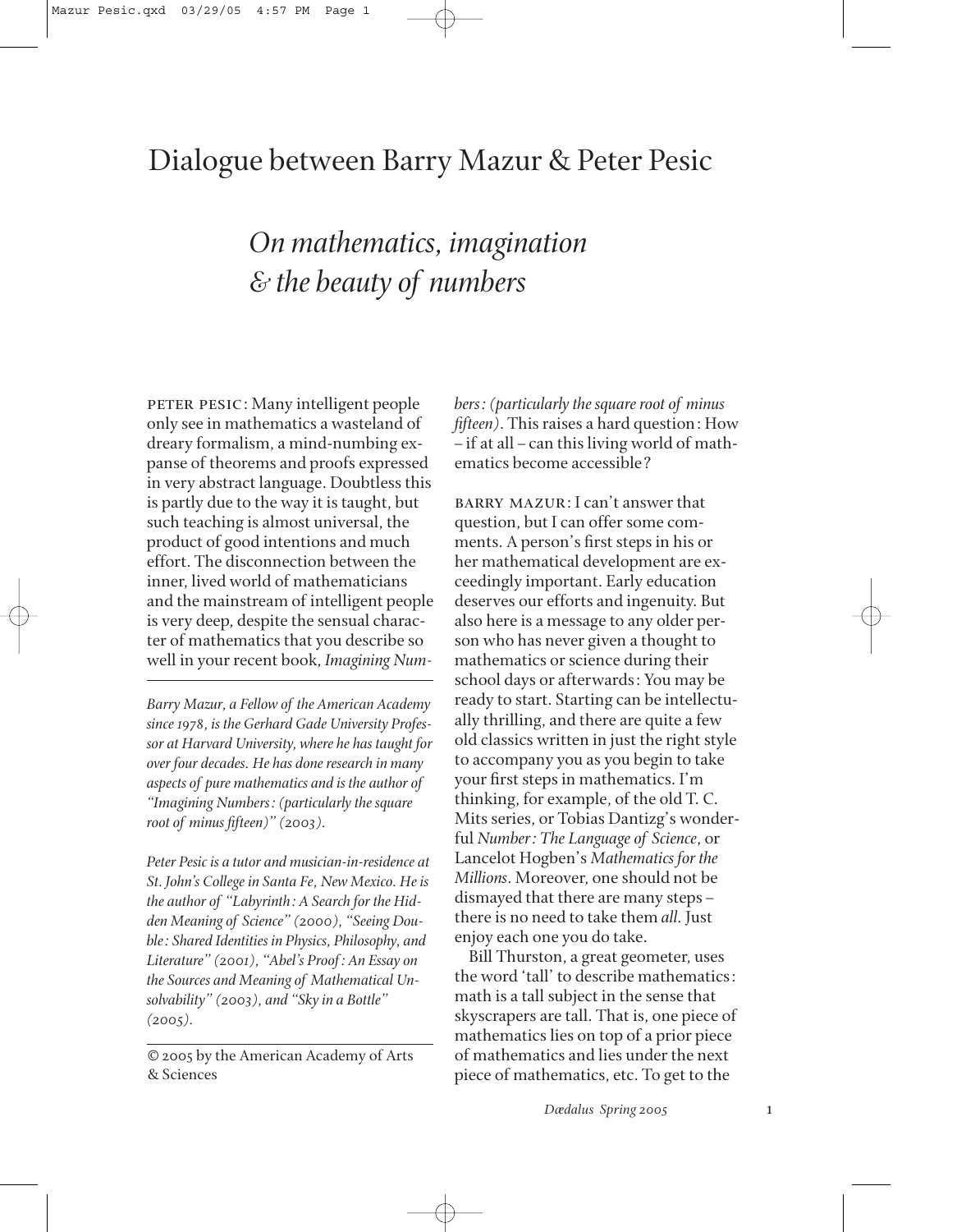# Dialogue between Barry Mazur & Peter Pesic

## *On mathematics, imagination & the beauty of numbers*

PETER PESIC: Many intelligent people only see in mathematics a wasteland of dreary formalism, a mind-numbing expanse of theorems and proofs expressed in very abstract language. Doubtless this is partly due to the way it is taught, but such teaching is almost universal, the product of good intentions and much effort. The disconnection between the inner, lived world of mathematicians and the mainstream of intelligent people is very deep, despite the sensual character of mathematics that you describe so well in your recent book, *Imagining Numbers: (particularly the square root of minus fifteen)*. This raises a hard question: How – if at all – can this living world of mathematics become accessible?

BARRY MAZUR: I can't answer that question, but I can offer some comments. A person's first steps in his or her mathematical development are exceedingly important. Early education deserves our efforts and ingenuity. But also here is a message to any older person who has never given a thought to mathematics or science during their school days or afterwards: You may be ready to start. Starting can be intellectually thrilling, and there are quite a few old classics written in just the right style to accompany you as you begin to take your first steps in mathematics. I'm thinking, for example, of the old T. C. Mits series, or Tobias Dantizg's wonderful *Number: The Language of Science*, or Lancelot Hogben's *Mathematics for the Millions*. Moreover, one should not be dismayed that there are many steps – there is no need to take them *all*. Just enjoy each one you do take.

Bill Thurston, a great geometer, uses the word 'tall' to describe mathematics: math is a tall subject in the sense that skyscrapers are tall. That is, one piece of mathematics lies on top of a prior piece of mathematics and lies under the next piece of mathematics, etc. To get to the

---

*Barry Mazur, a Fellow of the American Academy since 1978, is the Gerhard Gade University Professor at Harvard University, where he has taught for over four decades. He has done research in many aspects of pure mathematics and is the author of "Imagining Numbers: (particularly the square root of minus fifteen)" (2003).*

*Peter Pesic is a tutor and musician-in-residence at St. John's College in Santa Fe, New Mexico. He is the author of "Labyrinth: A Search for the Hidden Meaning of Science" (2000), "Seeing Double: Shared Identities in Physics, Philosophy, and Literature" (2001), "Abel's Proof: An Essay on the Sources and Meaning of Mathematical Unsolvability" (2003), and "Sky in a Bottle" (2005).*

© 2005 by the American Academy of Arts & Sciences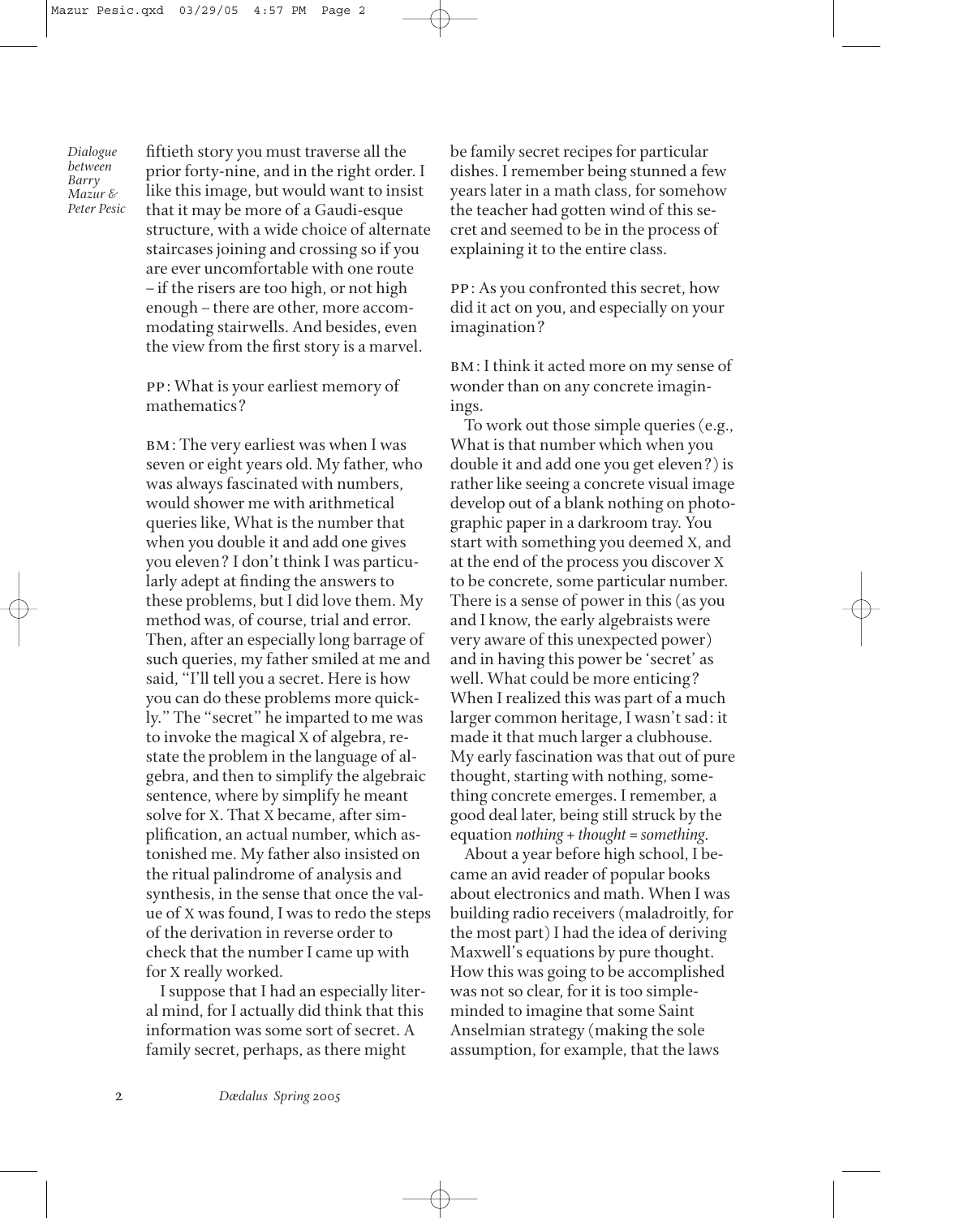fiftieth story you must traverse all the prior forty-nine, and in the right order. I like this image, but would want to insist that it may be more of a Gaudi-esque structure, with a wide choice of alternate staircases joining and crossing so if you are ever uncomfortable with one route – if the risers are too high, or not high enough – there are other, more accommodating stairwells. And besides, even the view from the first story is a marvel.

PP: What is your earliest memory of mathematics?

BM: The very earliest was when I was seven or eight years old. My father, who was always fascinated with numbers, would shower me with arithmetical queries like, What is the number that when you double it and add one gives you eleven? I don't think I was particularly adept at finding the answers to these problems, but I did love them. My method was, of course, trial and error. Then, after an especially long barrage of such queries, my father smiled at me and said, "I'll tell you a secret. Here is how you can do these problems more quickly." The "secret" he imparted to me was to invoke the magical X of algebra, restate the problem in the language of algebra, and then to simplify the algebraic sentence, where by simplify he meant solve for X. That X became, after simplification, an actual number, which astonished me. My father also insisted on the ritual palindrome of analysis and synthesis, in the sense that once the value of X was found, I was to redo the steps of the derivation in reverse order to check that the number I came up with for X really worked.

I suppose that I had an especially literal mind, for I actually did think that this information was some sort of secret. A family secret, perhaps, as there might be family secret recipes for particular dishes. I remember being stunned a few years later in a math class, for somehow the teacher had gotten wind of this secret and seemed to be in the process of explaining it to the entire class.

PP: As you confronted this secret, how did it act on you, and especially on your imagination?

BM: I think it acted more on my sense of wonder than on any concrete imaginings.

To work out those simple queries (e.g., What is that number which when you double it and add one you get eleven?) is rather like seeing a concrete visual image develop out of a blank nothing on photographic paper in a darkroom tray. You start with something you deemed X, and at the end of the process you discover X to be concrete, some particular number. There is a sense of power in this (as you and I know, the early algebraists were very aware of this unexpected power) and in having this power be 'secret' as well. What could be more enticing? When I realized this was part of a much larger common heritage, I wasn't sad: it made it that much larger a clubhouse. My early fascination was that out of pure thought, starting with nothing, something concrete emerges. I remember, a good deal later, being still struck by the equation *nothing + thought = something*.

About a year before high school, I became an avid reader of popular books about electronics and math. When I was building radio receivers (maladroitly, for the most part) I had the idea of deriving Maxwell's equations by pure thought. How this was going to be accomplished was not so clear, for it is too simple-minded to imagine that some Saint Anselmian strategy (making the sole assumption, for example, that the laws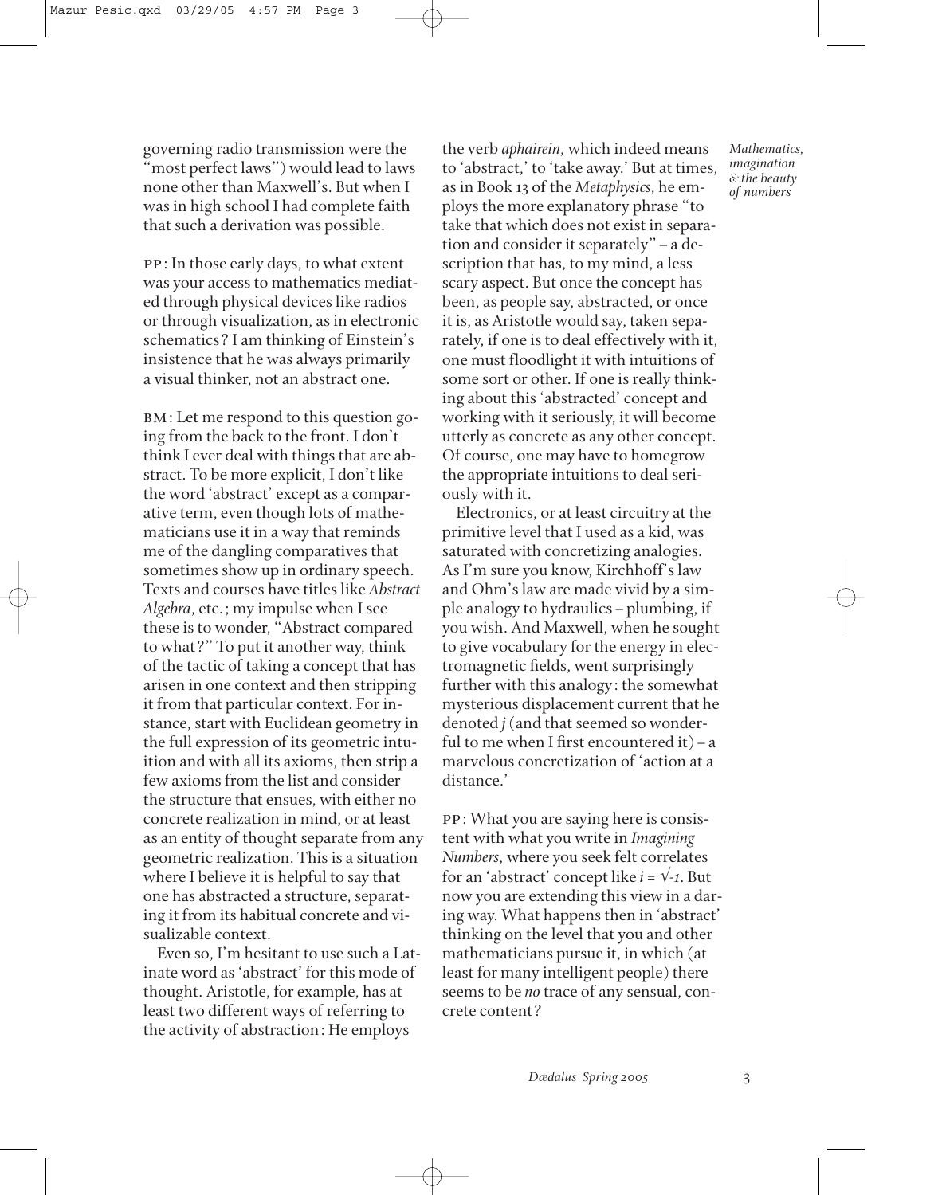governing radio transmission were the "most perfect laws") would lead to laws none other than Maxwell's. But when I was in high school I had complete faith that such a derivation was possible.

PP: In those early days, to what extent was your access to mathematics mediated through physical devices like radios or through visualization, as in electronic schematics? I am thinking of Einstein's insistence that he was always primarily a visual thinker, not an abstract one.

BM: Let me respond to this question going from the back to the front. I don't think I ever deal with things that are abstract. To be more explicit, I don't like the word 'abstract' except as a comparative term, even though lots of mathematicians use it in a way that reminds me of the dangling comparatives that sometimes show up in ordinary speech. Texts and courses have titles like *Abstract Algebra*, etc.; my impulse when I see these is to wonder, "Abstract compared to what?" To put it another way, think of the tactic of taking a concept that has arisen in one context and then stripping it from that particular context. For instance, start with Euclidean geometry in the full expression of its geometric intuition and with all its axioms, then strip a few axioms from the list and consider the structure that ensues, with either no concrete realization in mind, or at least as an entity of thought separate from any geometric realization. This is a situation where I believe it is helpful to say that one has abstracted a structure, separating it from its habitual concrete and visualizable context.

Even so, I'm hesitant to use such a Latinate word as 'abstract' for this mode of thought. Aristotle, for example, has at least two different ways of referring to the activity of abstraction: He employs the verb *aphairein*, which indeed means to 'abstract,' to 'take away.' But at times, as in Book 13 of the *Metaphysics*, he employs the more explanatory phrase "to take that which does not exist in separation and consider it separately" – a description that has, to my mind, a less scary aspect. But once the concept has been, as people say, abstracted, or once it is, as Aristotle would say, taken separately, if one is to deal effectively with it, one must floodlight it with intuitions of some sort or other. If one is really thinking about this 'abstracted' concept and working with it seriously, it will become utterly as concrete as any other concept. Of course, one may have to homegrow the appropriate intuitions to deal seriously with it.

Electronics, or at least circuitry at the primitive level that I used as a kid, was saturated with concretizing analogies. As I'm sure you know, Kirchhoff's law and Ohm's law are made vivid by a simple analogy to hydraulics – plumbing, if you wish. And Maxwell, when he sought to give vocabulary for the energy in electromagnetic fields, went surprisingly further with this analogy: the somewhat mysterious displacement current that he denoted $j$ (and that seemed so wonderful to me when I first encountered it) – a marvelous concretization of 'action at a distance.'

PP: What you are saying here is consistent with what you write in *Imagining Numbers*, where you seek felt correlates for an 'abstract' concept like $i = \sqrt{-1}$. But now you are extending this view in a daring way. What happens then in 'abstract' thinking on the level that you and other mathematicians pursue it, in which (at least for many intelligent people) there seems to be *no* trace of any sensual, concrete content?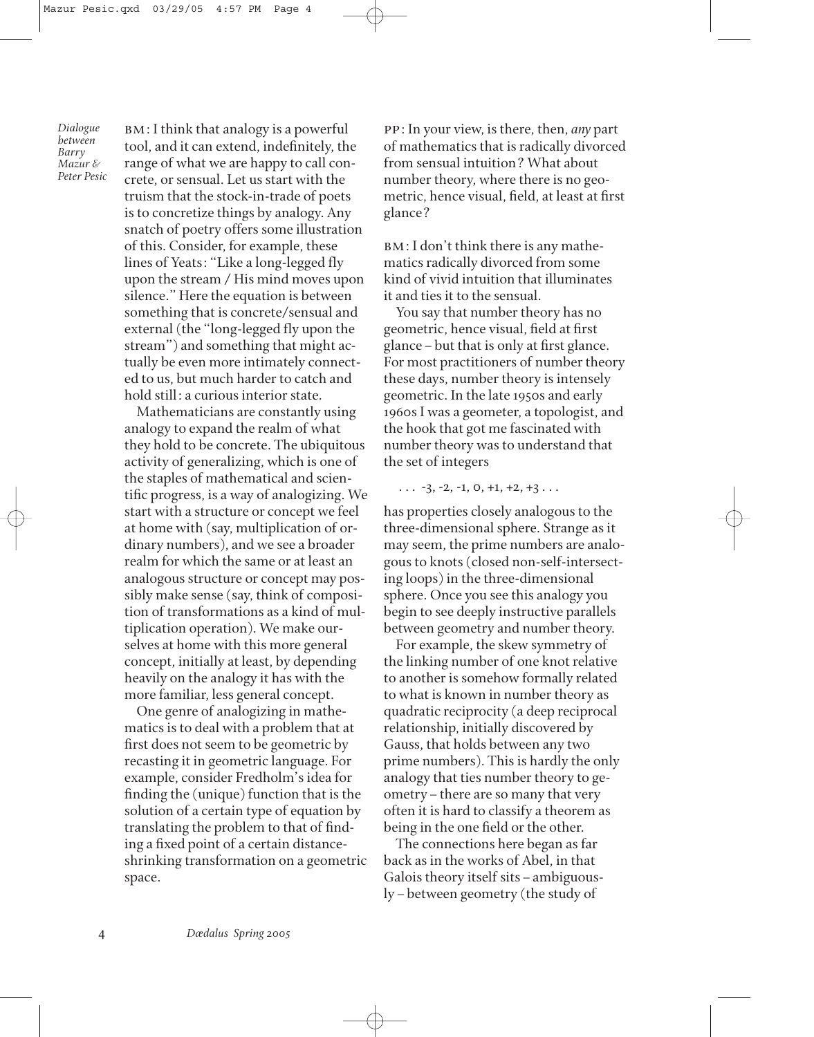BM: I think that analogy is a powerful tool, and it can extend, indefinitely, the range of what we are happy to call concrete, or sensual. Let us start with the truism that the stock-in-trade of poets is to concretize things by analogy. Any snatch of poetry offers some illustration of this. Consider, for example, these lines of Yeats: "Like a long-legged fly upon the stream / His mind moves upon silence." Here the equation is between something that is concrete/sensual and external (the "long-legged fly upon the stream") and something that might actually be even more intimately connected to us, but much harder to catch and hold still: a curious interior state.

Mathematicians are constantly using analogy to expand the realm of what they hold to be concrete. The ubiquitous activity of generalizing, which is one of the staples of mathematical and scientific progress, is a way of analogizing. We start with a structure or concept we feel at home with (say, multiplication of ordinary numbers), and we see a broader realm for which the same or at least an analogous structure or concept may possibly make sense (say, think of composition of transformations as a kind of multiplication operation). We make ourselves at home with this more general concept, initially at least, by depending heavily on the analogy it has with the more familiar, less general concept.

One genre of analogizing in mathematics is to deal with a problem that at first does not seem to be geometric by recasting it in geometric language. For example, consider Fredholm's idea for finding the (unique) function that is the solution of a certain type of equation by translating the problem to that of finding a fixed point of a certain distance-shrinking transformation on a geometric space.

PP: In your view, is there, then, *any* part of mathematics that is radically divorced from sensual intuition? What about number theory, where there is no geometric, hence visual, field, at least at first glance?

BM: I don't think there is any mathematics radically divorced from some kind of vivid intuition that illuminates it and ties it to the sensual.

You say that number theory has no geometric, hence visual, field at first glance – but that is only at first glance. For most practitioners of number theory these days, number theory is intensely geometric. In the late 1950s and early 1960s I was a geometer, a topologist, and the hook that got me fascinated with number theory was to understand that the set of integers

$$\ldots -3, -2, -1, 0, +1, +2, +3 \ldots$$

has properties closely analogous to the three-dimensional sphere. Strange as it may seem, the prime numbers are analogous to knots (closed non-self-intersecting loops) in the three-dimensional sphere. Once you see this analogy you begin to see deeply instructive parallels between geometry and number theory.

For example, the skew symmetry of the linking number of one knot relative to another is somehow formally related to what is known in number theory as quadratic reciprocity (a deep reciprocal relationship, initially discovered by Gauss, that holds between any two prime numbers). This is hardly the only analogy that ties number theory to geometry – there are so many that very often it is hard to classify a theorem as being in the one field or the other.

The connections here began as far back as in the works of Abel, in that Galois theory itself sits – ambiguously – between geometry (the study of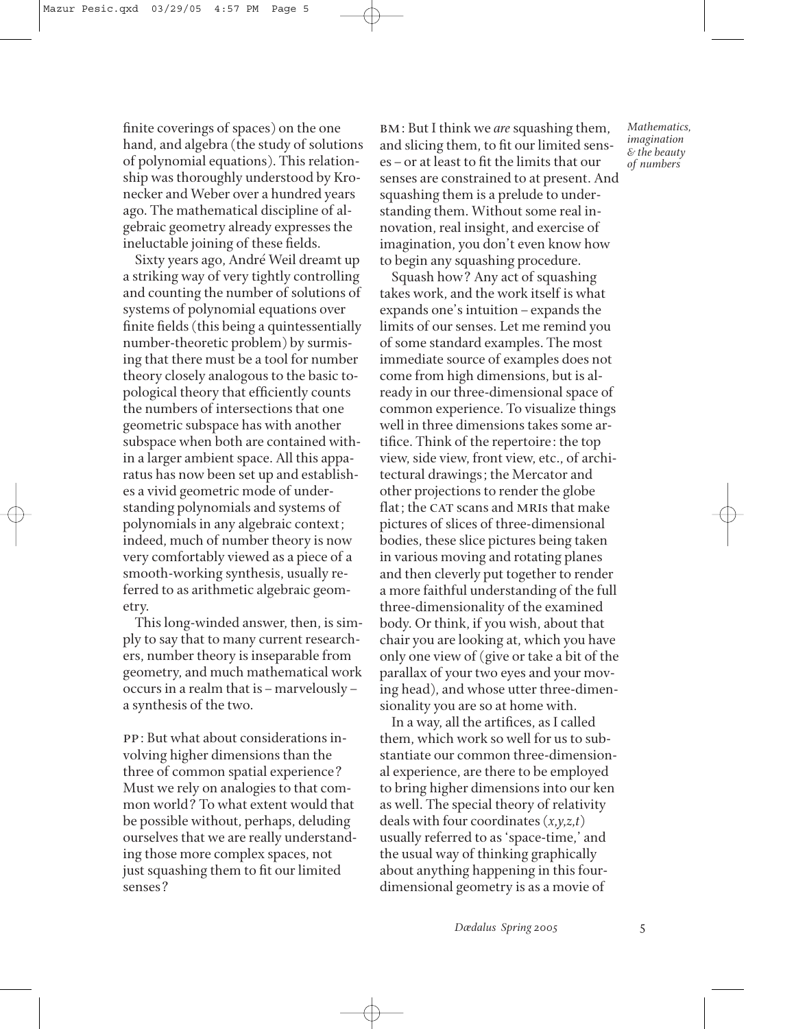finite coverings of spaces) on the one hand, and algebra (the study of solutions of polynomial equations). This relationship was thoroughly understood by Kronecker and Weber over a hundred years ago. The mathematical discipline of algebraic geometry already expresses the ineluctable joining of these fields.

Sixty years ago, André Weil dreamt up a striking way of very tightly controlling and counting the number of solutions of systems of polynomial equations over finite fields (this being a quintessentially number-theoretic problem) by surmising that there must be a tool for number theory closely analogous to the basic topological theory that efficiently counts the numbers of intersections that one geometric subspace has with another subspace when both are contained within a larger ambient space. All this apparatus has now been set up and establishes a vivid geometric mode of understanding polynomials and systems of polynomials in any algebraic context; indeed, much of number theory is now very comfortably viewed as a piece of a smooth-working synthesis, usually referred to as arithmetic algebraic geometry.

This long-winded answer, then, is simply to say that to many current researchers, number theory is inseparable from geometry, and much mathematical work occurs in a realm that is – marvelously – a synthesis of the two.

PP: But what about considerations involving higher dimensions than the three of common spatial experience? Must we rely on analogies to that common world? To what extent would that be possible without, perhaps, deluding ourselves that we are really understanding those more complex spaces, not just squashing them to fit our limited senses?

BM: But I think we *are* squashing them, and slicing them, to fit our limited senses – or at least to fit the limits that our senses are constrained to at present. And squashing them is a prelude to understanding them. Without some real innovation, real insight, and exercise of imagination, you don't even know how to begin any squashing procedure.

Squash how? Any act of squashing takes work, and the work itself is what expands one's intuition – expands the limits of our senses. Let me remind you of some standard examples. The most immediate source of examples does not come from high dimensions, but is already in our three-dimensional space of common experience. To visualize things well in three dimensions takes some artifice. Think of the repertoire: the top view, side view, front view, etc., of architectural drawings; the Mercator and other projections to render the globe flat; the CAT scans and MRIs that make pictures of slices of three-dimensional bodies, these slice pictures being taken in various moving and rotating planes and then cleverly put together to render a more faithful understanding of the full three-dimensionality of the examined body. Or think, if you wish, about that chair you are looking at, which you have only one view of (give or take a bit of the parallax of your two eyes and your moving head), and whose utter three-dimensionality you are so at home with.

In a way, all the artifices, as I called them, which work so well for us to substantiate our common three-dimensional experience, are there to be employed to bring higher dimensions into our ken as well. The special theory of relativity deals with four coordinates $(x,y,z,t)$ usually referred to as 'space-time,' and the usual way of thinking graphically about anything happening in this four-dimensional geometry is as a movie of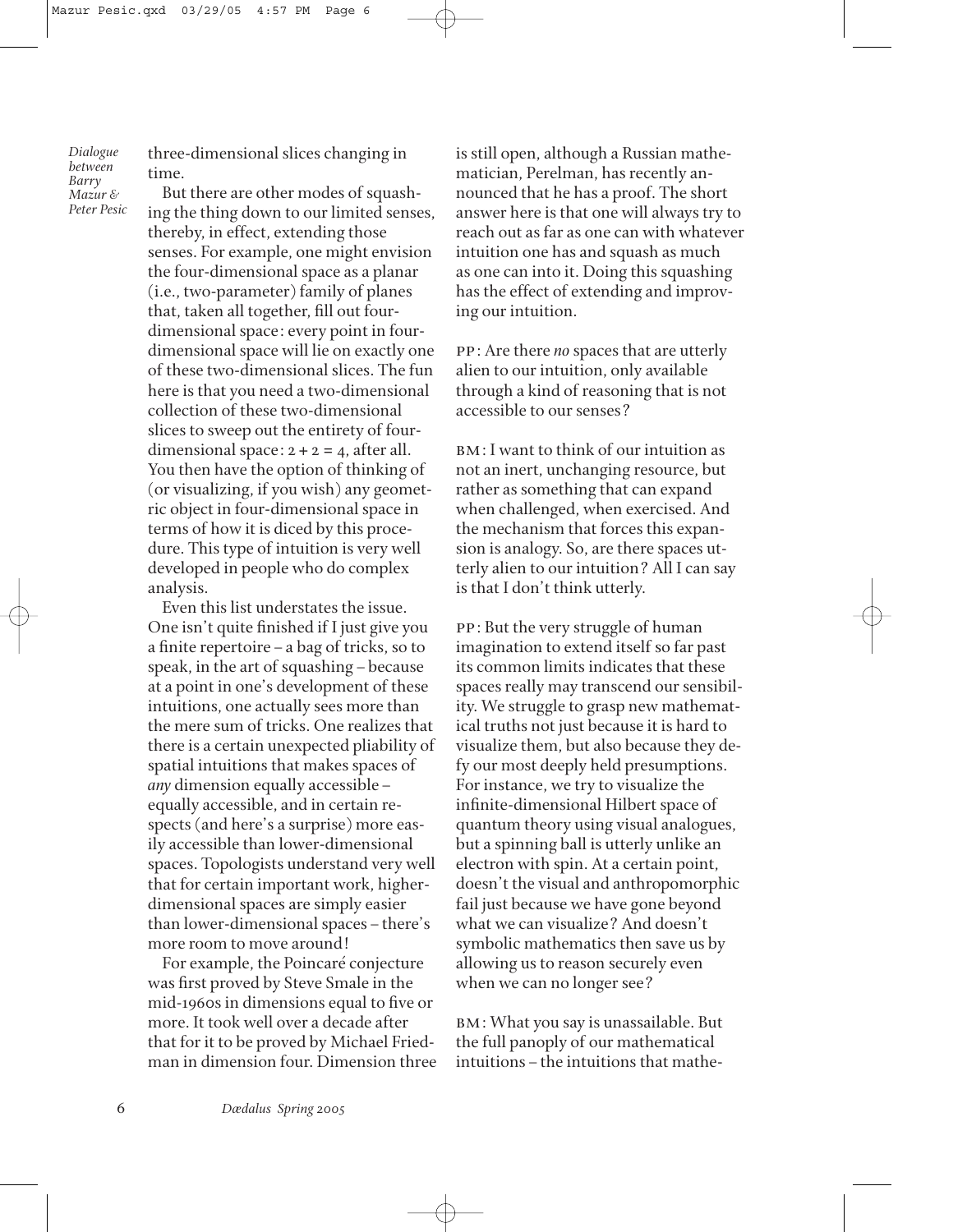three-dimensional slices changing in time.

But there are other modes of squashing the thing down to our limited senses, thereby, in effect, extending those senses. For example, one might envision the four-dimensional space as a planar (i.e., two-parameter) family of planes that, taken all together, fill out four-dimensional space: every point in four-dimensional space will lie on exactly one of these two-dimensional slices. The fun here is that you need a two-dimensional collection of these two-dimensional slices to sweep out the entirety of four-dimensional space: $2 + 2 = 4$, after all. You then have the option of thinking of (or visualizing, if you wish) any geometric object in four-dimensional space in terms of how it is diced by this procedure. This type of intuition is very well developed in people who do complex analysis.

Even this list understates the issue. One isn't quite finished if I just give you a finite repertoire – a bag of tricks, so to speak, in the art of squashing – because at a point in one's development of these intuitions, one actually sees more than the mere sum of tricks. One realizes that there is a certain unexpected pliability of spatial intuitions that makes spaces of *any* dimension equally accessible – equally accessible, and in certain respects (and here's a surprise) more easily accessible than lower-dimensional spaces. Topologists understand very well that for certain important work, higher-dimensional spaces are simply easier than lower-dimensional spaces – there's more room to move around!

For example, the Poincaré conjecture was first proved by Steve Smale in the mid-1960s in dimensions equal to five or more. It took well over a decade after that for it to be proved by Michael Friedman in dimension four. Dimension three is still open, although a Russian mathematician, Perelman, has recently announced that he has a proof. The short answer here is that one will always try to reach out as far as one can with whatever intuition one has and squash as much as one can into it. Doing this squashing has the effect of extending and improving our intuition.

PP: Are there *no* spaces that are utterly alien to our intuition, only available through a kind of reasoning that is not accessible to our senses?

BM: I want to think of our intuition as not an inert, unchanging resource, but rather as something that can expand when challenged, when exercised. And the mechanism that forces this expansion is analogy. So, are there spaces utterly alien to our intuition? All I can say is that I don't think utterly.

PP: But the very struggle of human imagination to extend itself so far past its common limits indicates that these spaces really may transcend our sensibility. We struggle to grasp new mathematical truths not just because it is hard to visualize them, but also because they defy our most deeply held presumptions. For instance, we try to visualize the infinite-dimensional Hilbert space of quantum theory using visual analogues, but a spinning ball is utterly unlike an electron with spin. At a certain point, doesn't the visual and anthropomorphic fail just because we have gone beyond what we can visualize? And doesn't symbolic mathematics then save us by allowing us to reason securely even when we can no longer see?

BM: What you say is unassailable. But the full panoply of our mathematical intuitions – the intuitions that mathe-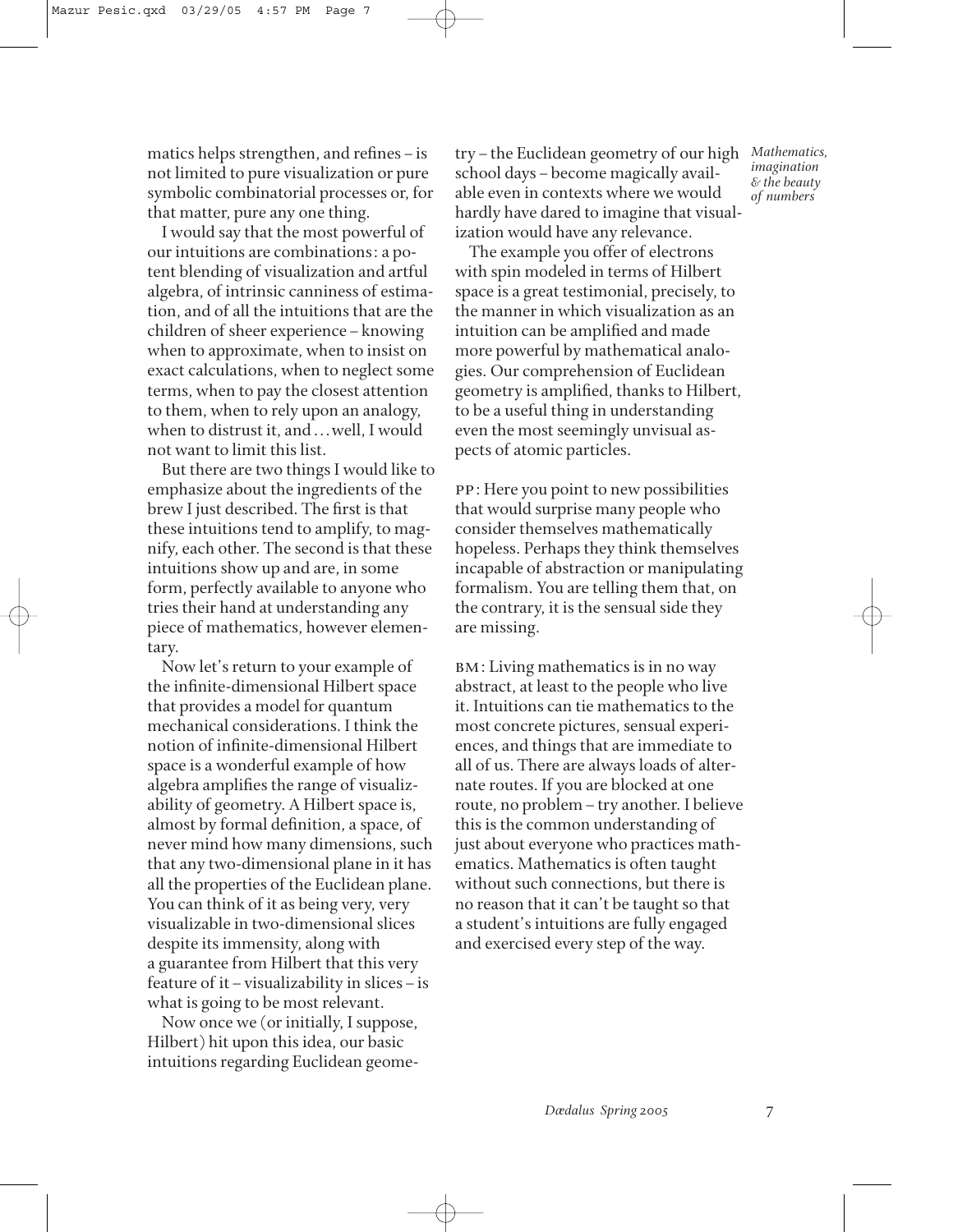matics helps strengthen, and refines – is not limited to pure visualization or pure symbolic combinatorial processes or, for that matter, pure any one thing.

I would say that the most powerful of our intuitions are combinations: a potent blending of visualization and artful algebra, of intrinsic canniness of estimation, and of all the intuitions that are the children of sheer experience – knowing when to approximate, when to insist on exact calculations, when to neglect some terms, when to pay the closest attention to them, when to rely upon an analogy, when to distrust it, and . . . well, I would not want to limit this list.

But there are two things I would like to emphasize about the ingredients of the brew I just described. The first is that these intuitions tend to amplify, to magnify, each other. The second is that these intuitions show up and are, in some form, perfectly available to anyone who tries their hand at understanding any piece of mathematics, however elementary.

Now let's return to your example of the infinite-dimensional Hilbert space that provides a model for quantum mechanical considerations. I think the notion of infinite-dimensional Hilbert space is a wonderful example of how algebra amplifies the range of visualizability of geometry. A Hilbert space is, almost by formal definition, a space, of never mind how many dimensions, such that any two-dimensional plane in it has all the properties of the Euclidean plane. You can think of it as being very, very visualizable in two-dimensional slices despite its immensity, along with a guarantee from Hilbert that this very feature of it – visualizability in slices – is what is going to be most relevant.

Now once we (or initially, I suppose, Hilbert) hit upon this idea, our basic intuitions regarding Euclidean geometry – the Euclidean geometry of our high school days – become magically available even in contexts where we would hardly have dared to imagine that visualization would have any relevance.

The example you offer of electrons with spin modeled in terms of Hilbert space is a great testimonial, precisely, to the manner in which visualization as an intuition can be amplified and made more powerful by mathematical analogies. Our comprehension of Euclidean geometry is amplified, thanks to Hilbert, to be a useful thing in understanding even the most seemingly unvisual aspects of atomic particles.

PP: Here you point to new possibilities that would surprise many people who consider themselves mathematically hopeless. Perhaps they think themselves incapable of abstraction or manipulating formalism. You are telling them that, on the contrary, it is the sensual side they are missing.

BM: Living mathematics is in no way abstract, at least to the people who live it. Intuitions can tie mathematics to the most concrete pictures, sensual experiences, and things that are immediate to all of us. There are always loads of alternate routes. If you are blocked at one route, no problem – try another. I believe this is the common understanding of just about everyone who practices mathematics. Mathematics is often taught without such connections, but there is no reason that it can't be taught so that a student's intuitions are fully engaged and exercised every step of the way.